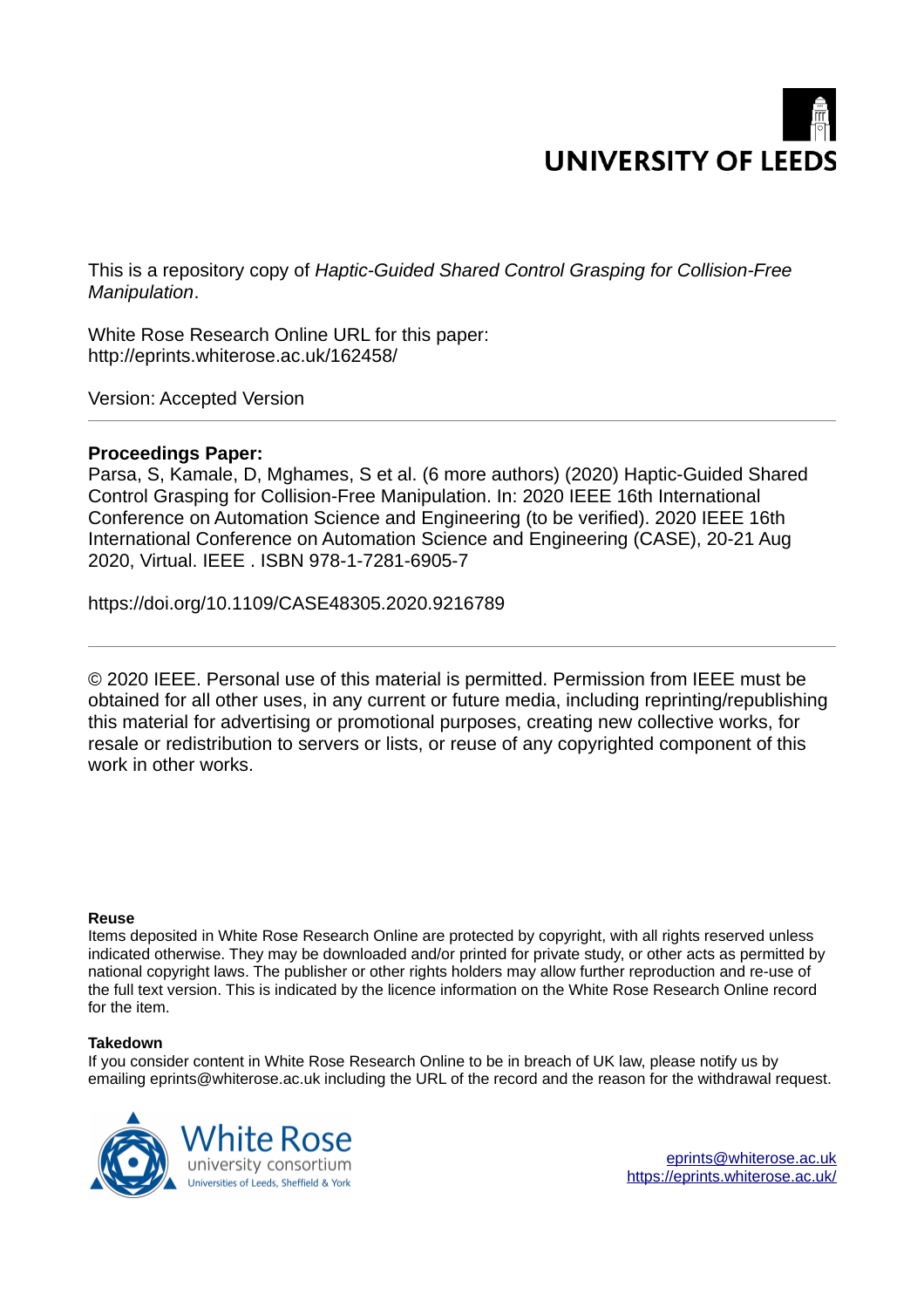UNIVERSITY OF LEEDS

This is a repository copy of *Haptic-Guided Shared Control Grasping for Collision-Free Manipulation*.

White Rose Research Online URL for this paper:
http://eprints.whiterose.ac.uk/162458/

Version: Accepted Version

---

**Proceedings Paper:**

Parsa, S, Kamale, D, Mghames, S et al. (6 more authors) (2020) Haptic-Guided Shared Control Grasping for Collision-Free Manipulation. In: 2020 IEEE 16th International Conference on Automation Science and Engineering (to be verified). 2020 IEEE 16th International Conference on Automation Science and Engineering (CASE), 20-21 Aug 2020, Virtual. IEEE . ISBN 978-1-7281-6905-7

https://doi.org/10.1109/CASE48305.2020.9216789

---

© 2020 IEEE. Personal use of this material is permitted. Permission from IEEE must be obtained for all other uses, in any current or future media, including reprinting/republishing this material for advertising or promotional purposes, creating new collective works, for resale or redistribution to servers or lists, or reuse of any copyrighted component of this work in other works.

**Reuse**

Items deposited in White Rose Research Online are protected by copyright, with all rights reserved unless indicated otherwise. They may be downloaded and/or printed for private study, or other acts as permitted by national copyright laws. The publisher or other rights holders may allow further reproduction and re-use of the full text version. This is indicated by the licence information on the White Rose Research Online record for the item.

**Takedown**

If you consider content in White Rose Research Online to be in breach of UK law, please notify us by emailing eprints@whiterose.ac.uk including the URL of the record and the reason for the withdrawal request.

White Rose university consortium
Universities of Leeds, Sheffield & York

eprints@whiterose.ac.uk
https://eprints.whiterose.ac.uk/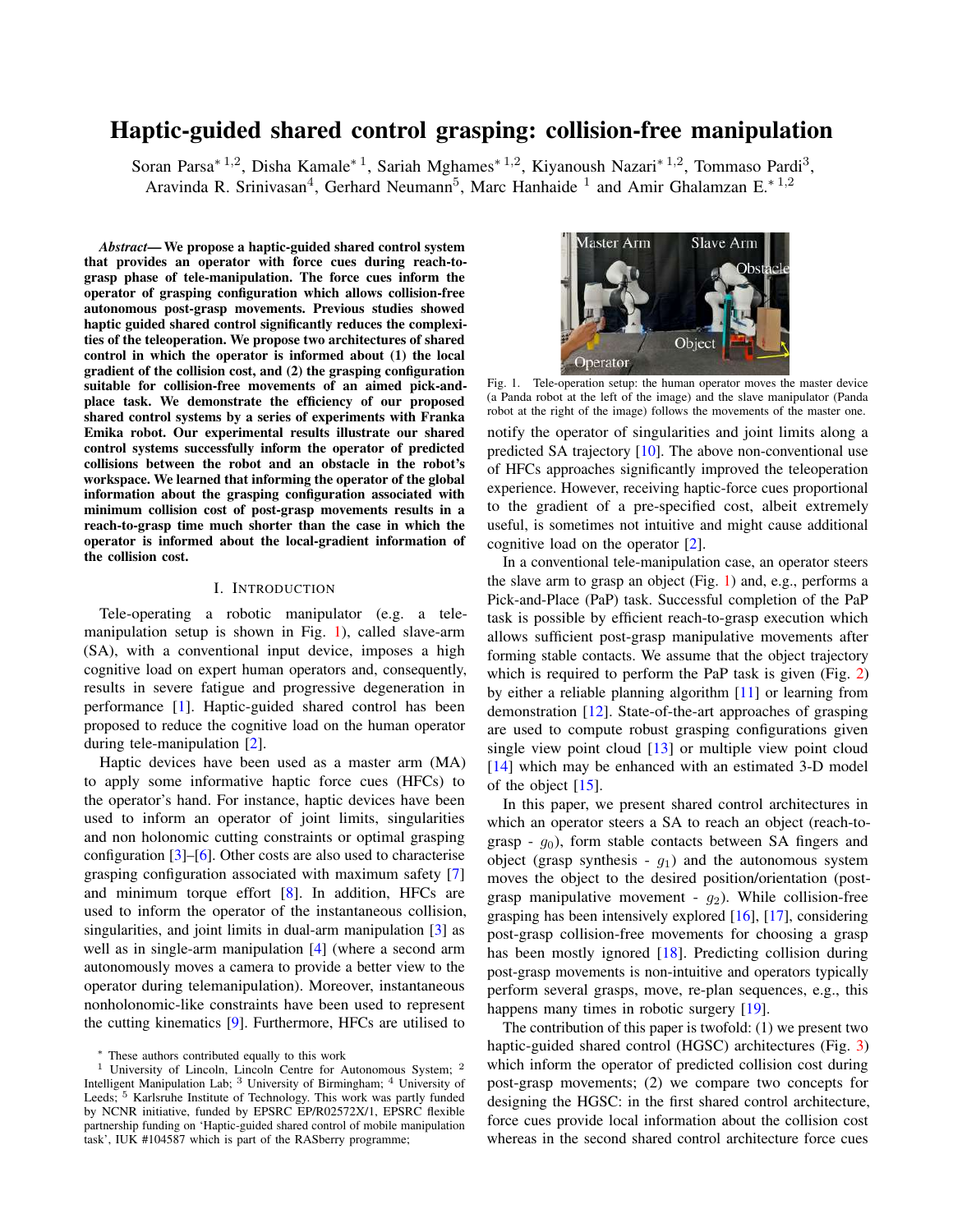# Haptic-guided shared control grasping: collision-free manipulation

Soran Parsa* [1,2], Disha Kamale* [1], Sariah Mghames* [1,2], Kiyanoush Nazari* [1,2], Tommaso Pardi[3], Aravinda R. Srinivasan[4], Gerhard Neumann[5], Marc Hanhaide [1] and Amir Ghalamzan E.* [1,2]

***Abstract*— We propose a haptic-guided shared control system that provides an operator with force cues during reach-to-grasp phase of tele-manipulation. The force cues inform the operator of grasping configuration which allows collision-free autonomous post-grasp movements. Previous studies showed haptic guided shared control significantly reduces the complexities of the teleoperation. We propose two architectures of shared control in which the operator is informed about (1) the local gradient of the collision cost, and (2) the grasping configuration suitable for collision-free movements of an aimed pick-and-place task. We demonstrate the efficiency of our proposed shared control systems by a series of experiments with Franka Emika robot. Our experimental results illustrate our shared control systems successfully inform the operator of predicted collisions between the robot and an obstacle in the robot's workspace. We learned that informing the operator of the global information about the grasping configuration associated with minimum collision cost of post-grasp movements results in a reach-to-grasp time much shorter than the case in which the operator is informed about the local-gradient information of the collision cost.**

## I. Introduction

Tele-operating a robotic manipulator (e.g. a tele-manipulation setup is shown in Fig. 1), called slave-arm (SA), with a conventional input device, imposes a high cognitive load on expert human operators and, consequently, results in severe fatigue and progressive degeneration in performance [1]. Haptic-guided shared control has been proposed to reduce the cognitive load on the human operator during tele-manipulation [2].

Haptic devices have been used as a master arm (MA) to apply some informative haptic force cues (HFCs) to the operator's hand. For instance, haptic devices have been used to inform an operator of joint limits, singularities and non holonomic cutting constraints or optimal grasping configuration [3]–[6]. Other costs are also used to characterise grasping configuration associated with maximum safety [7] and minimum torque effort [8]. In addition, HFCs are used to inform the operator of the instantaneous collision, singularities, and joint limits in dual-arm manipulation [3] as well as in single-arm manipulation [4] (where a second arm autonomously moves a camera to provide a better view to the operator during telemanipulation). Moreover, instantaneous nonholonomic-like constraints have been used to represent the cutting kinematics [9]. Furthermore, HFCs are utilised to notify the operator of singularities and joint limits along a predicted SA trajectory [10]. The above non-conventional use of HFCs approaches significantly improved the teleoperation experience. However, receiving haptic-force cues proportional to the gradient of a pre-specified cost, albeit extremely useful, is sometimes not intuitive and might cause additional cognitive load on the operator [2].

Fig. 1. Tele-operation setup: the human operator moves the master device (a Panda robot at the left of the image) and the slave manipulator (Panda robot at the right of the image) follows the movements of the master one.

In a conventional tele-manipulation case, an operator steers the slave arm to grasp an object (Fig. 1) and, e.g., performs a Pick-and-Place (PaP) task. Successful completion of the PaP task is possible by efficient reach-to-grasp execution which allows sufficient post-grasp manipulative movements after forming stable contacts. We assume that the object trajectory which is required to perform the PaP task is given (Fig. 2) by either a reliable planning algorithm [11] or learning from demonstration [12]. State-of-the-art approaches of grasping are used to compute robust grasping configurations given single view point cloud [13] or multiple view point cloud [14] which may be enhanced with an estimated 3-D model of the object [15].

In this paper, we present shared control architectures in which an operator steers a SA to reach an object (reach-to-grasp - $g_0$), form stable contacts between SA fingers and object (grasp synthesis - $g_1$) and the autonomous system moves the object to the desired position/orientation (post-grasp manipulative movement - $g_2$). While collision-free grasping has been intensively explored [16], [17], considering post-grasp collision-free movements for choosing a grasp has been mostly ignored [18]. Predicting collision during post-grasp movements is non-intuitive and operators typically perform several grasps, move, re-plan sequences, e.g., this happens many times in robotic surgery [19].

The contribution of this paper is twofold: (1) we present two haptic-guided shared control (HGSC) architectures (Fig. 3) which inform the operator of predicted collision cost during post-grasp movements; (2) we compare two concepts for designing the HGSC: in the first shared control architecture, force cues provide local information about the collision cost whereas in the second shared control architecture force cues

---

* These authors contributed equally to this work

[1] University of Lincoln, Lincoln Centre for Autonomous System; [2] Intelligent Manipulation Lab; [3] University of Birmingham; [4] University of Leeds; [5] Karlsruhe Institute of Technology. This work was partly funded by NCNR initiative, funded by EPSRC EP/R02572X/1, EPSRC flexible partnership funding on 'Haptic-guided shared control of mobile manipulation task', IUK #104587 which is part of the RASberry programme;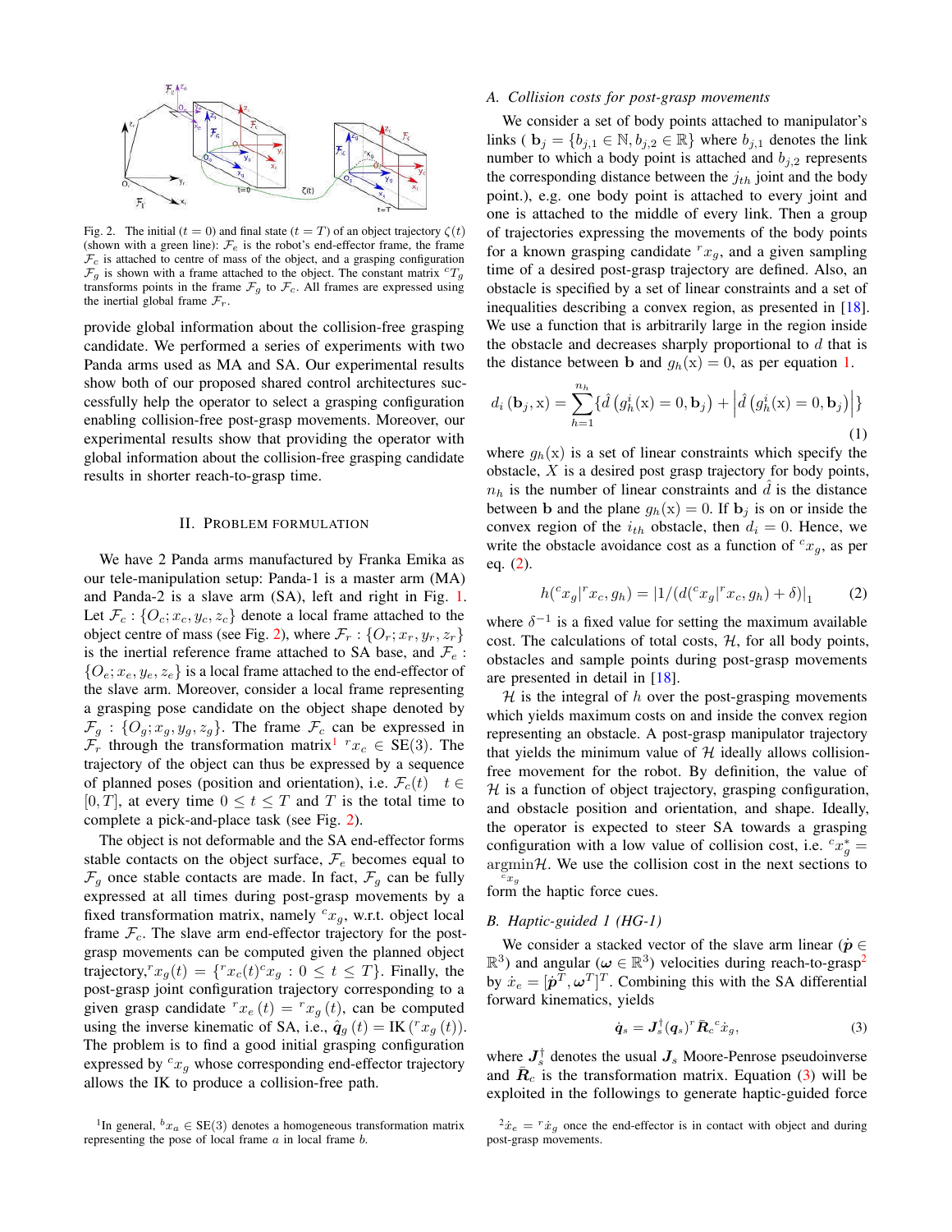Fig. 2. The initial ($t=0$) and final state ($t=T$) of an object trajectory $\zeta(t)$ (shown with a green line): $\mathcal{F}_e$ is the robot's end-effector frame, the frame $\mathcal{F}_c$ is attached to centre of mass of the object, and a grasping configuration $\mathcal{F}_g$ is shown with a frame attached to the object. The constant matrix ${}^cT_g$ transforms points in the frame $\mathcal{F}_g$ to $\mathcal{F}_c$. All frames are expressed using the inertial global frame $\mathcal{F}_r$.

provide global information about the collision-free grasping candidate. We performed a series of experiments with two Panda arms used as MA and SA. Our experimental results show both of our proposed shared control architectures successfully help the operator to select a grasping configuration enabling collision-free post-grasp movements. Moreover, our experimental results show that providing the operator with global information about the collision-free grasping candidate results in shorter reach-to-grasp time.

## II. Problem Formulation

We have 2 Panda arms manufactured by Franka Emika as our tele-manipulation setup: Panda-1 is a master arm (MA) and Panda-2 is a slave arm (SA), left and right in Fig. 1. Let $\mathcal{F}_c : \{O_c; x_c, y_c, z_c\}$ denote a local frame attached to the object centre of mass (see Fig. 2), where $\mathcal{F}_r : \{O_r; x_r, y_r, z_r\}$ is the inertial reference frame attached to SA base, and $\mathcal{F}_e : \{O_e; x_e, y_e, z_e\}$ is a local frame attached to the end-effector of the slave arm. Moreover, consider a local frame representing a grasping pose candidate on the object shape denoted by $\mathcal{F}_g : \{O_g; x_g, y_g, z_g\}$. The frame $\mathcal{F}_c$ can be expressed in $\mathcal{F}_r$ through the transformation matrix[1] ${}^rx_c \in SE(3)$. The trajectory of the object can thus be expressed by a sequence of planned poses (position and orientation), i.e. $\mathcal{F}_c(t) \quad t \in [0, T]$, at every time $0 \leq t \leq T$ and $T$ is the total time to complete a pick-and-place task (see Fig. 2).

The object is not deformable and the SA end-effector forms stable contacts on the object surface, $\mathcal{F}_e$ becomes equal to $\mathcal{F}_g$ once stable contacts are made. In fact, $\mathcal{F}_g$ can be fully expressed at all times during post-grasp movements by a fixed transformation matrix, namely ${}^cx_g$, w.r.t. object local frame $\mathcal{F}_c$. The slave arm end-effector trajectory for the post-grasp movements can be computed given the planned object trajectory,${}^rx_g(t) = \{{}^rx_c(t){}^cx_g : 0 \leq t \leq T\}$. Finally, the post-grasp joint configuration trajectory corresponding to a given grasp candidate ${}^rx_e(t) = {}^rx_g(t)$, can be computed using the inverse kinematic of SA, i.e., $\hat{\boldsymbol{q}}_g(t) = \text{IK}({}^rx_g(t))$. The problem is to find a good initial grasping configuration expressed by ${}^cx_g$ whose corresponding end-effector trajectory allows the IK to produce a collision-free path.

[1] In general, ${}^bx_a \in SE(3)$ denotes a homogeneous transformation matrix representing the pose of local frame $a$ in local frame $b$.

### A. Collision costs for post-grasp movements

We consider a set of body points attached to manipulator's links ( $\mathbf{b}_j = \{b_{j,1} \in \mathbb{N}, b_{j,2} \in \mathbb{R}\}$ where $b_{j,1}$ denotes the link number to which a body point is attached and $b_{j,2}$ represents the corresponding distance between the $j_{th}$ joint and the body point.), e.g. one body point is attached to every joint and one is attached to the middle of every link. Then a group of trajectories expressing the movements of the body points for a known grasping candidate ${}^rx_g$, and a given sampling time of a desired post-grasp trajectory are defined. Also, an obstacle is specified by a set of linear constraints and a set of inequalities describing a convex region, as presented in [18]. We use a function that is arbitrarily large in the region inside the obstacle and decreases sharply proportional to $d$ that is the distance between $\mathbf{b}$ and $g_h(\mathrm{x}) = 0$, as per equation 1.

$$d_i(\mathbf{b}_j, \mathrm{x}) = \sum_{h=1}^{n_h} \{\hat{d}\left(g_h^i(\mathrm{x}) = 0, \mathbf{b}_j\right) + \left|\hat{d}\left(g_h^i(\mathrm{x}) = 0, \mathbf{b}_j\right)\right|\} \tag{1}$$

where $g_h(\mathrm{x})$ is a set of linear constraints which specify the obstacle, $X$ is a desired post grasp trajectory for body points, $n_h$ is the number of linear constraints and $\hat{d}$ is the distance between $\mathbf{b}$ and the plane $g_h(\mathrm{x}) = 0$. If $\mathbf{b}_j$ is on or inside the convex region of the $i_{th}$ obstacle, then $d_i = 0$. Hence, we write the obstacle avoidance cost as a function of ${}^cx_g$, as per eq. (2).

$$h({}^cx_g|{}^rx_c, g_h) = |1/(d({}^cx_g|{}^rx_c, g_h) + \delta)|_1 \tag{2}$$

where $\delta^{-1}$ is a fixed value for setting the maximum available cost. The calculations of total costs, $\mathcal{H}$, for all body points, obstacles and sample points during post-grasp movements are presented in detail in [18].

$\mathcal{H}$ is the integral of $h$ over the post-grasping movements which yields maximum costs on and inside the convex region representing an obstacle. A post-grasp manipulator trajectory that yields the minimum value of $\mathcal{H}$ ideally allows collision-free movement for the robot. By definition, the value of $\mathcal{H}$ is a function of object trajectory, grasping configuration, and obstacle position and orientation, and shape. Ideally, the operator is expected to steer SA towards a grasping configuration with a low value of collision cost, i.e. ${}^cx_g^* = \underset{{}^cx_g}{\text{argmin}}\mathcal{H}$. We use the collision cost in the next sections to form the haptic force cues.

### B. Haptic-guided 1 (HG-1)

We consider a stacked vector of the slave arm linear ($\dot{\boldsymbol{p}} \in \mathbb{R}^3$) and angular ($\boldsymbol{\omega} \in \mathbb{R}^3$) velocities during reach-to-grasp[2] by $\dot{x}_e = [\dot{\boldsymbol{p}}^T, \boldsymbol{\omega}^T]^T$. Combining this with the SA differential forward kinematics, yields

$$\dot{\boldsymbol{q}}_s = \boldsymbol{J}_s^\dagger(\boldsymbol{q}_s)^r\bar{\boldsymbol{R}}_c{}^c\dot{x}_g, \tag{3}$$

where $\boldsymbol{J}_s^\dagger$ denotes the usual $\boldsymbol{J}_s$ Moore-Penrose pseudoinverse and $\bar{\boldsymbol{R}}_c$ is the transformation matrix. Equation (3) will be exploited in the followings to generate haptic-guided force

[2] $\dot{x}_e = {}^r\dot{x}_g$ once the end-effector is in contact with object and during post-grasp movements.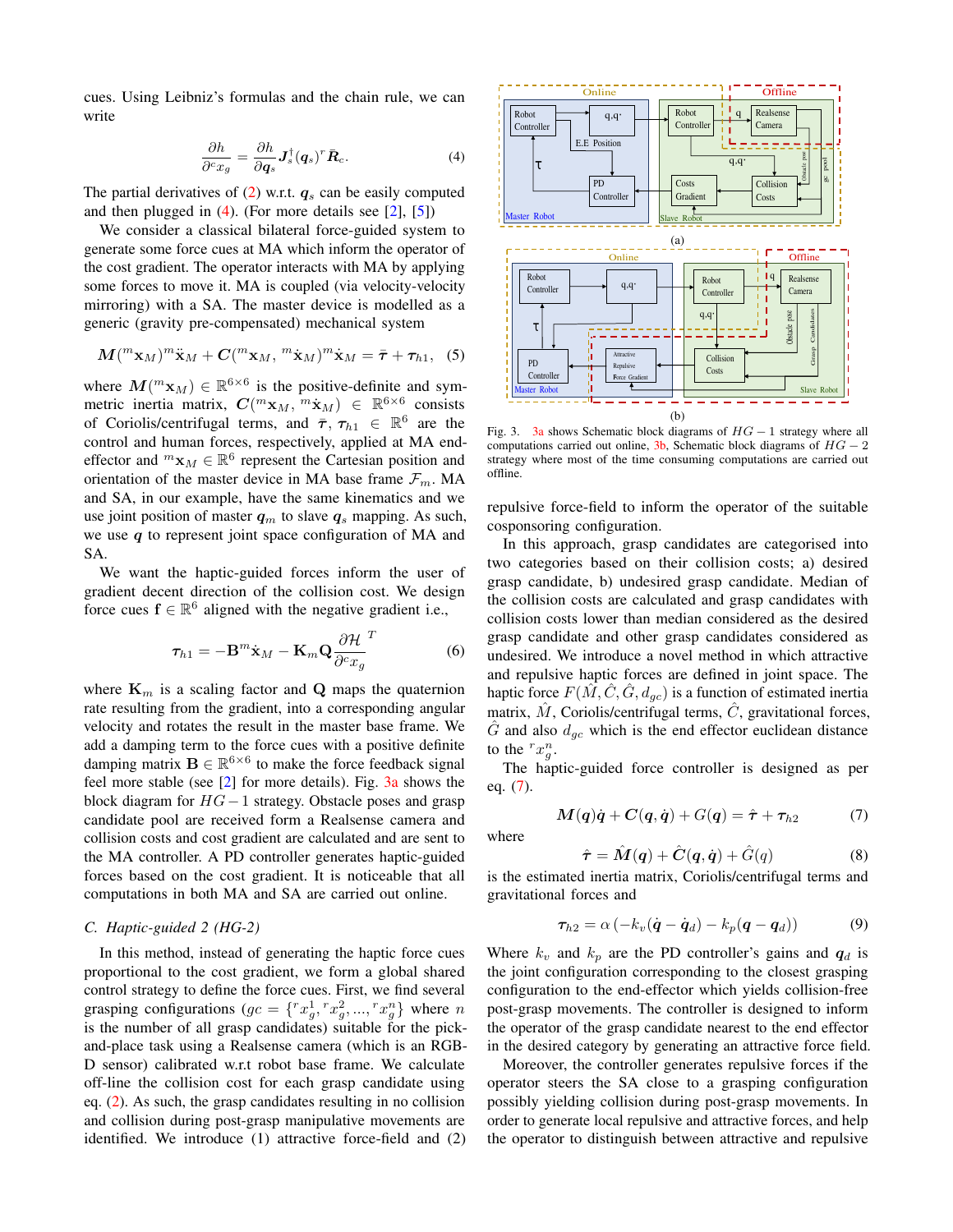cues. Using Leibniz's formulas and the chain rule, we can write

$$\frac{\partial h}{\partial {}^{c}x_g} = \frac{\partial h}{\partial \boldsymbol{q}_s} \boldsymbol{J}_s^{\dagger}(\boldsymbol{q}_s)^r \bar{\boldsymbol{R}}_c. \tag{4}$$

The partial derivatives of (2) w.r.t. $\boldsymbol{q}_s$ can be easily computed and then plugged in (4). (For more details see [2], [5])

We consider a classical bilateral force-guided system to generate some force cues at MA which inform the operator of the cost gradient. The operator interacts with MA by applying some forces to move it. MA is coupled (via velocity-velocity mirroring) with a SA. The master device is modelled as a generic (gravity pre-compensated) mechanical system

$$\boldsymbol{M}({}^{m}\mathbf{x}_M){}^{m}\ddot{\mathbf{x}}_M + \boldsymbol{C}({}^{m}\mathbf{x}_M, {}^{m}\dot{\mathbf{x}}_M){}^{m}\dot{\mathbf{x}}_M = \bar{\boldsymbol{\tau}} + \boldsymbol{\tau}_{h1}, \tag{5}$$

where $\boldsymbol{M}({}^{m}\mathbf{x}_M) \in \mathbb{R}^{6\times 6}$ is the positive-definite and symmetric inertia matrix, $\boldsymbol{C}({}^{m}\mathbf{x}_M, {}^{m}\dot{\mathbf{x}}_M) \in \mathbb{R}^{6\times 6}$ consists of Coriolis/centrifugal terms, and $\bar{\boldsymbol{\tau}}, \boldsymbol{\tau}_{h1} \in \mathbb{R}^6$ are the control and human forces, respectively, applied at MA end-effector and ${}^{m}\mathbf{x}_M \in \mathbb{R}^6$ represent the Cartesian position and orientation of the master device in MA base frame $\mathcal{F}_m$. MA and SA, in our example, have the same kinematics and we use joint position of master $\boldsymbol{q}_m$ to slave $\boldsymbol{q}_s$ mapping. As such, we use $\boldsymbol{q}$ to represent joint space configuration of MA and SA.

We want the haptic-guided forces inform the user of gradient decent direction of the collision cost. We design force cues $\mathbf{f} \in \mathbb{R}^6$ aligned with the negative gradient i.e.,

$$\boldsymbol{\tau}_{h1} = -\mathbf{B}^{m}\dot{\mathbf{x}}_M - \mathbf{K}_m \mathbf{Q} \frac{\partial \mathcal{H}}{\partial {}^{c}x_g}^{T} \tag{6}$$

where $\mathbf{K}_m$ is a scaling factor and $\mathbf{Q}$ maps the quaternion rate resulting from the gradient, into a corresponding angular velocity and rotates the result in the master base frame. We add a damping term to the force cues with a positive definite damping matrix $\mathbf{B} \in \mathbb{R}^{6\times 6}$ to make the force feedback signal feel more stable (see [2] for more details). Fig. 3a shows the block diagram for $HG-1$ strategy. Obstacle poses and grasp candidate pool are received form a Realsense camera and collision costs and cost gradient are calculated and are sent to the MA controller. A PD controller generates haptic-guided forces based on the cost gradient. It is noticeable that all computations in both MA and SA are carried out online.

Fig. 3. 3a shows Schematic block diagrams of $HG-1$ strategy where all computations carried out online, 3b, Schematic block diagrams of $HG-2$ strategy where most of the time consuming computations are carried out offline.

### C. Haptic-guided 2 (HG-2)

In this method, instead of generating the haptic force cues proportional to the cost gradient, we form a global shared control strategy to define the force cues. First, we find several grasping configurations ($gc = \{{}^{r}x_g^1, {}^{r}x_g^2, ..., {}^{r}x_g^n\}$ where $n$ is the number of all grasp candidates) suitable for the pick-and-place task using a Realsense camera (which is an RGB-D sensor) calibrated w.r.t robot base frame. We calculate off-line the collision cost for each grasp candidate using eq. (2). As such, the grasp candidates resulting in no collision and collision during post-grasp manipulative movements are identified. We introduce (1) attractive force-field and (2) repulsive force-field to inform the operator of the suitable cosponsoring configuration.

In this approach, grasp candidates are categorised into two categories based on their collision costs; a) desired grasp candidate, b) undesired grasp candidate. Median of the collision costs are calculated and grasp candidates with collision costs lower than median considered as the desired grasp candidate and other grasp candidates considered as undesired. We introduce a novel method in which attractive and repulsive haptic forces are defined in joint space. The haptic force $F(\hat{M}, \hat{C}, \hat{G}, d_{gc})$ is a function of estimated inertia matrix, $\hat{M}$, Coriolis/centrifugal terms, $\hat{C}$, gravitational forces, $\hat{G}$ and also $d_{gc}$ which is the end effector euclidean distance to the ${}^{r}x_g^n$.

The haptic-guided force controller is designed as per eq. (7).

$$\boldsymbol{M}(\boldsymbol{q})\dot{\boldsymbol{q}} + \boldsymbol{C}(\boldsymbol{q}, \dot{\boldsymbol{q}}) + G(\boldsymbol{q}) = \hat{\boldsymbol{\tau}} + \boldsymbol{\tau}_{h2} \tag{7}$$

where

$$\hat{\boldsymbol{\tau}} = \hat{\boldsymbol{M}}(\boldsymbol{q}) + \hat{\boldsymbol{C}}(\boldsymbol{q}, \dot{\boldsymbol{q}}) + \hat{G}(q) \tag{8}$$

is the estimated inertia matrix, Coriolis/centrifugal terms and gravitational forces and

$$\boldsymbol{\tau}_{h2} = \alpha\left(-k_v(\dot{\boldsymbol{q}} - \dot{\boldsymbol{q}}_d) - k_p(\boldsymbol{q} - \boldsymbol{q}_d)\right) \tag{9}$$

Where $k_v$ and $k_p$ are the PD controller's gains and $\boldsymbol{q}_d$ is the joint configuration corresponding to the closest grasping configuration to the end-effector which yields collision-free post-grasp movements. The controller is designed to inform the operator of the grasp candidate nearest to the end effector in the desired category by generating an attractive force field.

Moreover, the controller generates repulsive forces if the operator steers the SA close to a grasping configuration possibly yielding collision during post-grasp movements. In order to generate local repulsive and attractive forces, and help the operator to distinguish between attractive and repulsive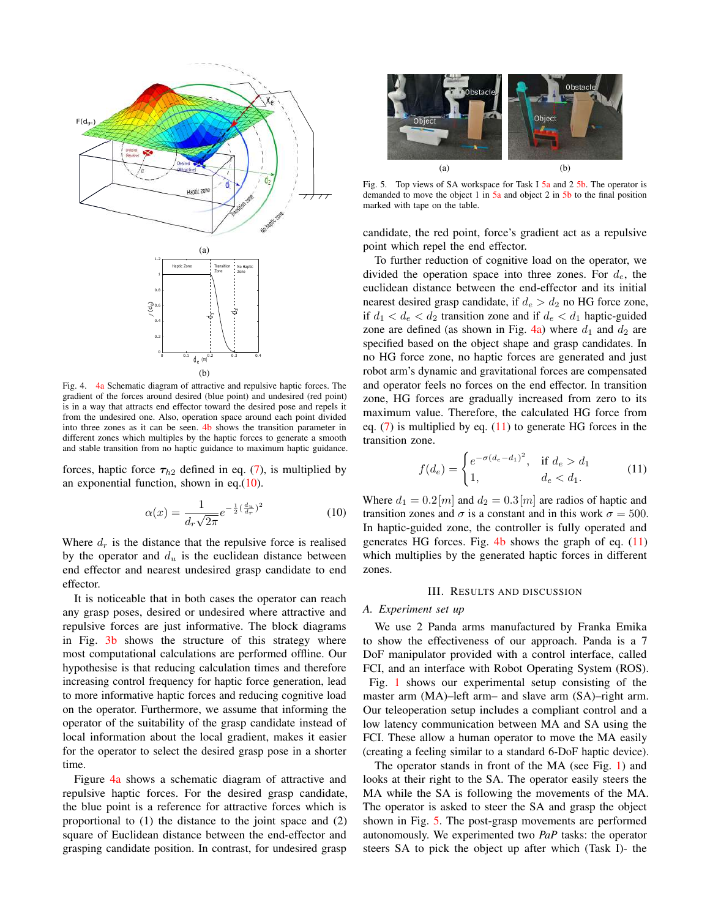Fig. 4. 4a Schematic diagram of attractive and repulsive haptic forces. The gradient of the forces around desired (blue point) and undesired (red point) is in a way that attracts end effector toward the desired pose and repels it from the undesired one. Also, operation space around each point divided into three zones. As it can be seen. 4b shows the transition parameter in different zones which multiples by the haptic forces to generate a smooth and stable transition from no haptic guidance to maximum haptic guidance.

forces, haptic force $\boldsymbol{\tau}_{h2}$ defined in eq. (7), is multiplied by an exponential function, shown in eq.(10).

$$\alpha(x) = \frac{1}{d_r\sqrt{2\pi}} e^{-\frac{1}{2}(\frac{d_u}{d_r})^2} \tag{10}$$

Where $d_r$ is the distance that the repulsive force is realised by the operator and $d_u$ is the euclidean distance between end effector and nearest undesired grasp candidate to end effector.

It is noticeable that in both cases the operator can reach any grasp poses, desired or undesired where attractive and repulsive forces are just informative. The block diagrams in Fig. 3b shows the structure of this strategy where most computational calculations are performed offline. Our hypothesise is that reducing calculation times and therefore increasing control frequency for haptic force generation, lead to more informative haptic forces and reducing cognitive load on the operator. Furthermore, we assume that informing the operator of the suitability of the grasp candidate instead of local information about the local gradient, makes it easier for the operator to select the desired grasp pose in a shorter time.

Figure 4a shows a schematic diagram of attractive and repulsive haptic forces. For the desired grasp candidate, the blue point is a reference for attractive forces which is proportional to (1) the distance to the joint space and (2) square of Euclidean distance between the end-effector and grasping candidate position. In contrast, for undesired grasp candidate, the red point, force's gradient act as a repulsive point which repel the end effector.

Fig. 5. Top views of SA workspace for Task I 5a and 2 5b. The operator is demanded to move the object 1 in 5a and object 2 in 5b to the final position marked with tape on the table.

To further reduction of cognitive load on the operator, we divided the operation space into three zones. For $d_e$, the euclidean distance between the end-effector and its initial nearest desired grasp candidate, if $d_e > d_2$ no HG force zone, if $d_1 < d_e < d_2$ transition zone and if $d_e < d_1$ haptic-guided zone are defined (as shown in Fig. 4a) where $d_1$ and $d_2$ are specified based on the object shape and grasp candidates. In no HG force zone, no haptic forces are generated and just robot arm's dynamic and gravitational forces are compensated and operator feels no forces on the end effector. In transition zone, HG forces are gradually increased from zero to its maximum value. Therefore, the calculated HG force from eq. (7) is multiplied by eq. (11) to generate HG forces in the transition zone.

$$f(d_e) = \begin{cases} e^{-\sigma(d_e - d_1)^2}, & \text{if } d_e > d_1 \\ 1, & d_e < d_1. \end{cases} \tag{11}$$

Where $d_1 = 0.2[m]$ and $d_2 = 0.3[m]$ are radios of haptic and transition zones and $\sigma$ is a constant and in this work $\sigma = 500$. In haptic-guided zone, the controller is fully operated and generates HG forces. Fig. 4b shows the graph of eq. (11) which multiplies by the generated haptic forces in different zones.

## III. Results and Discussion

### A. Experiment set up

We use 2 Panda arms manufactured by Franka Emika to show the effectiveness of our approach. Panda is a 7 DoF manipulator provided with a control interface, called FCI, and an interface with Robot Operating System (ROS). Fig. 1 shows our experimental setup consisting of the master arm (MA)–left arm– and slave arm (SA)–right arm. Our teleoperation setup includes a compliant control and a low latency communication between MA and SA using the FCI. These allow a human operator to move the MA easily (creating a feeling similar to a standard 6-DoF haptic device).

The operator stands in front of the MA (see Fig. 1) and looks at their right to the SA. The operator easily steers the MA while the SA is following the movements of the MA. The operator is asked to steer the SA and grasp the object shown in Fig. 5. The post-grasp movements are performed autonomously. We experimented two *PaP* tasks: the operator steers SA to pick the object up after which (Task I)- the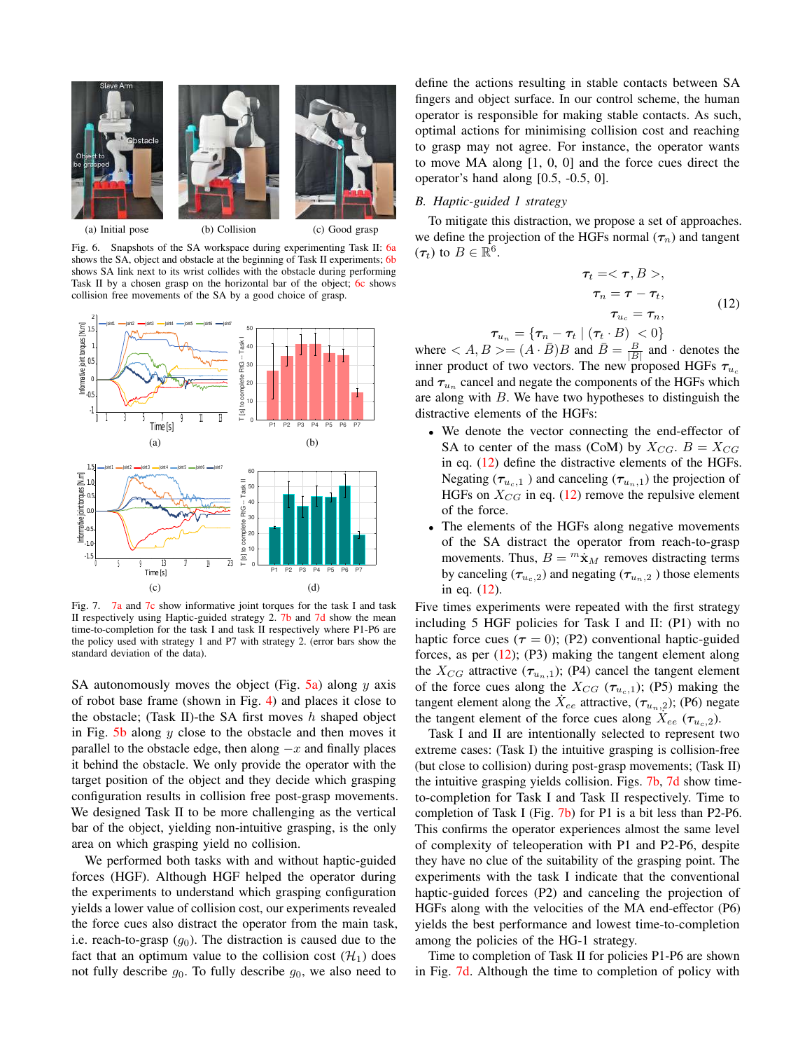(a) Initial pose (b) Collision (c) Good grasp

Fig. 6. Snapshots of the SA workspace during experimenting Task II: 6a shows the SA, object and obstacle at the beginning of Task II experiments; 6b shows SA link next to its wrist collides with the obstacle during performing Task II by a chosen grasp on the horizontal bar of the object; 6c shows collision free movements of the SA by a good choice of grasp.

Fig. 7. 7a and 7c show informative joint torques for the task I and task II respectively using Haptic-guided strategy 2. 7b and 7d show the mean time-to-completion for the task I and task II respectively where P1-P6 are the policy used with strategy 1 and P7 with strategy 2. (error bars show the standard deviation of the data).

SA autonomously moves the object (Fig. 5a) along $y$ axis of robot base frame (shown in Fig. 4) and places it close to the obstacle; (Task II)-the SA first moves $h$ shaped object in Fig. 5b along $y$ close to the obstacle and then moves it parallel to the obstacle edge, then along $-x$ and finally places it behind the obstacle. We only provide the operator with the target position of the object and they decide which grasping configuration results in collision free post-grasp movements. We designed Task II to be more challenging as the vertical bar of the object, yielding non-intuitive grasping, is the only area on which grasping yield no collision.

We performed both tasks with and without haptic-guided forces (HGF). Although HGF helped the operator during the experiments to understand which grasping configuration yields a lower value of collision cost, our experiments revealed the force cues also distract the operator from the main task, i.e. reach-to-grasp ($g_0$). The distraction is caused due to the fact that an optimum value to the collision cost ($\mathcal{H}_1$) does not fully describe $g_0$. To fully describe $g_0$, we also need to define the actions resulting in stable contacts between SA fingers and object surface. In our control scheme, the human operator is responsible for making stable contacts. As such, optimal actions for minimising collision cost and reaching to grasp may not agree. For instance, the operator wants to move MA along [1, 0, 0] and the force cues direct the operator's hand along [0.5, -0.5, 0].

### B. Haptic-guided 1 strategy

To mitigate this distraction, we propose a set of approaches. we define the projection of the HGFs normal ($\boldsymbol{\tau}_n$) and tangent ($\boldsymbol{\tau}_t$) to $B \in \mathbb{R}^6$.

$$
\begin{aligned}
\boldsymbol{\tau}_t &= <\boldsymbol{\tau}, B>, \\
\boldsymbol{\tau}_n &= \boldsymbol{\tau} - \boldsymbol{\tau}_t, \\
\boldsymbol{\tau}_{u_c} &= \boldsymbol{\tau}_n, \\
\boldsymbol{\tau}_{u_n} &= \{\boldsymbol{\tau}_n - \boldsymbol{\tau}_t \mid (\boldsymbol{\tau}_t \cdot B) < 0\}
\end{aligned} \tag{12}
$$

where $< A, B >= (A \cdot \bar{B})B$ and $\bar{B} = \frac{B}{|B|}$ and $\cdot$ denotes the inner product of two vectors. The new proposed HGFs $\boldsymbol{\tau}_{u_c}$ and $\boldsymbol{\tau}_{u_n}$ cancel and negate the components of the HGFs which are along with $B$. We have two hypotheses to distinguish the distractive elements of the HGFs:

- We denote the vector connecting the end-effector of SA to center of the mass (CoM) by $X_{CG}$. $B = X_{CG}$ in eq. (12) define the distractive elements of the HGFs. Negating ($\boldsymbol{\tau}_{u_c,1}$ ) and canceling ($\boldsymbol{\tau}_{u_n,1}$) the projection of HGFs on $X_{CG}$ in eq. (12) remove the repulsive element of the force.
- The elements of the HGFs along negative movements of the SA distract the operator from reach-to-grasp movements. Thus, $B = {}^m\dot{\mathbf{x}}_M$ removes distracting terms by canceling ($\boldsymbol{\tau}_{u_c,2}$) and negating ($\boldsymbol{\tau}_{u_n,2}$ ) those elements in eq. (12).

Five times experiments were repeated with the first strategy including 5 HGF policies for Task I and II: (P1) with no haptic force cues ($\boldsymbol{\tau} = 0$); (P2) conventional haptic-guided forces, as per (12); (P3) making the tangent element along the $X_{CG}$ attractive ($\boldsymbol{\tau}_{u_n,1}$); (P4) cancel the tangent element of the force cues along the $X_{CG}$ ($\boldsymbol{\tau}_{u_c,1}$); (P5) making the tangent element along the $\dot{X}_{ee}$ attractive, ($\boldsymbol{\tau}_{u_n,2}$); (P6) negate the tangent element of the force cues along $\dot{X}_{ee}$ ($\boldsymbol{\tau}_{u_c,2}$).

Task I and II are intentionally selected to represent two extreme cases: (Task I) the intuitive grasping is collision-free (but close to collision) during post-grasp movements; (Task II) the intuitive grasping yields collision. Figs. 7b, 7d show time-to-completion for Task I and Task II respectively. Time to completion of Task I (Fig. 7b) for P1 is a bit less than P2-P6. This confirms the operator experiences almost the same level of complexity of teleoperation with P1 and P2-P6, despite they have no clue of the suitability of the grasping point. The experiments with the task I indicate that the conventional haptic-guided forces (P2) and canceling the projection of HGFs along with the velocities of the MA end-effector (P6) yields the best performance and lowest time-to-completion among the policies of the HG-1 strategy.

Time to completion of Task II for policies P1-P6 are shown in Fig. 7d. Although the time to completion of policy with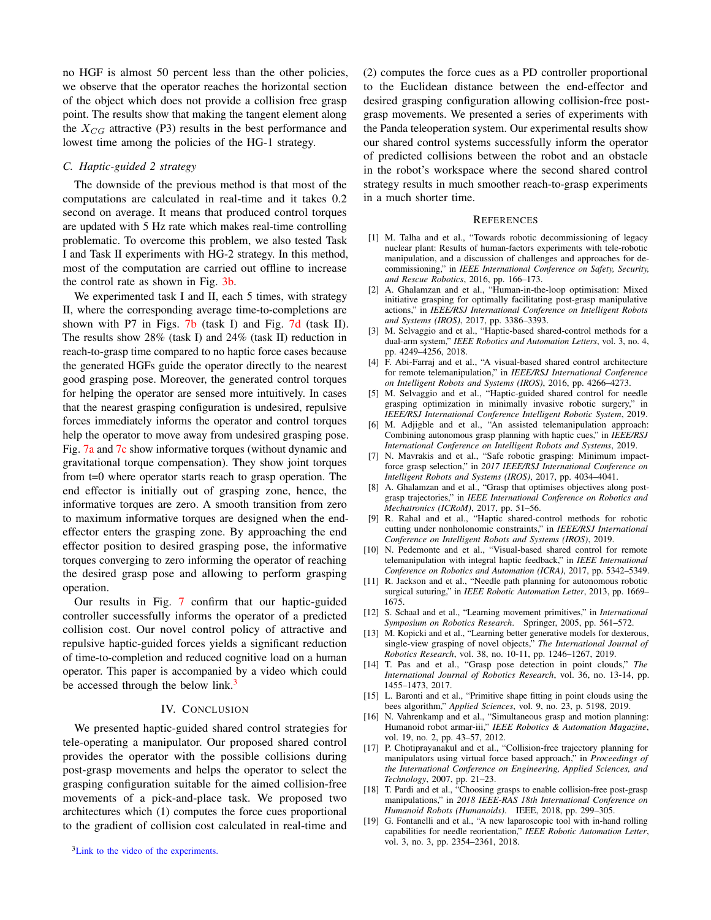no HGF is almost 50 percent less than the other policies, we observe that the operator reaches the horizontal section of the object which does not provide a collision free grasp point. The results show that making the tangent element along the $X_{CG}$ attractive (P3) results in the best performance and lowest time among the policies of the HG-1 strategy.

### C. Haptic-guided 2 strategy

The downside of the previous method is that most of the computations are calculated in real-time and it takes 0.2 second on average. It means that produced control torques are updated with 5 Hz rate which makes real-time controlling problematic. To overcome this problem, we also tested Task I and Task II experiments with HG-2 strategy. In this method, most of the computation are carried out offline to increase the control rate as shown in Fig. 3b.

We experimented task I and II, each 5 times, with strategy II, where the corresponding average time-to-completions are shown with P7 in Figs. 7b (task I) and Fig. 7d (task II). The results show 28% (task I) and 24% (task II) reduction in reach-to-grasp time compared to no haptic force cases because the generated HGFs guide the operator directly to the nearest good grasping pose. Moreover, the generated control torques for helping the operator are sensed more intuitively. In cases that the nearest grasping configuration is undesired, repulsive forces immediately informs the operator and control torques help the operator to move away from undesired grasping pose. Fig. 7a and 7c show informative torques (without dynamic and gravitational torque compensation). They show joint torques from t=0 where operator starts reach to grasp operation. The end effector is initially out of grasping zone, hence, the informative torques are zero. A smooth transition from zero to maximum informative torques are designed when the end-effector enters the grasping zone. By approaching the end effector position to desired grasping pose, the informative torques converging to zero informing the operator of reaching the desired grasp pose and allowing to perform grasping operation.

Our results in Fig. 7 confirm that our haptic-guided controller successfully informs the operator of a predicted collision cost. Our novel control policy of attractive and repulsive haptic-guided forces yields a significant reduction of time-to-completion and reduced cognitive load on a human operator. This paper is accompanied by a video which could be accessed through the below link.[3]

## IV. Conclusion

We presented haptic-guided shared control strategies for tele-operating a manipulator. Our proposed shared control provides the operator with the possible collisions during post-grasp movements and helps the operator to select the grasping configuration suitable for the aimed collision-free movements of a pick-and-place task. We proposed two architectures which (1) computes the force cues proportional to the gradient of collision cost calculated in real-time and (2) computes the force cues as a PD controller proportional to the Euclidean distance between the end-effector and desired grasping configuration allowing collision-free post-grasp movements. We presented a series of experiments with the Panda teleoperation system. Our experimental results show our shared control systems successfully inform the operator of predicted collisions between the robot and an obstacle in the robot's workspace where the second shared control strategy results in much smoother reach-to-grasp experiments in a much shorter time.

[3] Link to the video of the experiments.

## References

[1] M. Talha and et al., "Towards robotic decommissioning of legacy nuclear plant: Results of human-factors experiments with tele-robotic manipulation, and a discussion of challenges and approaches for decommissioning," in *IEEE International Conference on Safety, Security, and Rescue Robotics*, 2016, pp. 166–173.

[2] A. Ghalamzan and et al., "Human-in-the-loop optimisation: Mixed initiative grasping for optimally facilitating post-grasp manipulative actions," in *IEEE/RSJ International Conference on Intelligent Robots and Systems (IROS)*, 2017, pp. 3386–3393.

[3] M. Selvaggio and et al., "Haptic-based shared-control methods for a dual-arm system," *IEEE Robotics and Automation Letters*, vol. 3, no. 4, pp. 4249–4256, 2018.

[4] F. Abi-Farraj and et al., "A visual-based shared control architecture for remote telemanipulation," in *IEEE/RSJ International Conference on Intelligent Robots and Systems (IROS)*, 2016, pp. 4266–4273.

[5] M. Selvaggio and et al., "Haptic-guided shared control for needle grasping optimization in minimally invasive robotic surgery," in *IEEE/RSJ International Conference Intelligent Robotic System*, 2019.

[6] M. Adjigble and et al., "An assisted telemanipulation approach: Combining autonomous grasp planning with haptic cues," in *IEEE/RSJ International Conference on Intelligent Robots and Systems*, 2019.

[7] N. Mavrakis and et al., "Safe robotic grasping: Minimum impact-force grasp selection," in *2017 IEEE/RSJ International Conference on Intelligent Robots and Systems (IROS)*, 2017, pp. 4034–4041.

[8] A. Ghalamzan and et al., "Grasp that optimises objectives along post-grasp trajectories," in *IEEE International Conference on Robotics and Mechatronics (ICRoM)*, 2017, pp. 51–56.

[9] R. Rahal and et al., "Haptic shared-control methods for robotic cutting under nonholonomic constraints," in *IEEE/RSJ International Conference on Intelligent Robots and Systems (IROS)*, 2019.

[10] N. Pedemonte and et al., "Visual-based shared control for remote telemanipulation with integral haptic feedback," in *IEEE International Conference on Robotics and Automation (ICRA)*, 2017, pp. 5342–5349.

[11] R. Jackson and et al., "Needle path planning for autonomous robotic surgical suturing," in *IEEE Robotic Automation Letter*, 2013, pp. 1669–1675.

[12] S. Schaal and et al., "Learning movement primitives," in *International Symposium on Robotics Research*. Springer, 2005, pp. 561–572.

[13] M. Kopicki and et al., "Learning better generative models for dexterous, single-view grasping of novel objects," *The International Journal of Robotics Research*, vol. 38, no. 10-11, pp. 1246–1267, 2019.

[14] T. Pas and et al., "Grasp pose detection in point clouds," *The International Journal of Robotics Research*, vol. 36, no. 13-14, pp. 1455–1473, 2017.

[15] L. Baronti and et al., "Primitive shape fitting in point clouds using the bees algorithm," *Applied Sciences*, vol. 9, no. 23, p. 5198, 2019.

[16] N. Vahrenkamp and et al., "Simultaneous grasp and motion planning: Humanoid robot armar-iii," *IEEE Robotics & Automation Magazine*, vol. 19, no. 2, pp. 43–57, 2012.

[17] P. Chotiprayanakul and et al., "Collision-free trajectory planning for manipulators using virtual force based approach," in *Proceedings of the International Conference on Engineering, Applied Sciences, and Technology*, 2007, pp. 21–23.

[18] T. Pardi and et al., "Choosing grasps to enable collision-free post-grasp manipulations," in *2018 IEEE-RAS 18th International Conference on Humanoid Robots (Humanoids)*. IEEE, 2018, pp. 299–305.

[19] G. Fontanelli and et al., "A new laparoscopic tool with in-hand rolling capabilities for needle reorientation," *IEEE Robotic Automation Letter*, vol. 3, no. 3, pp. 2354–2361, 2018.